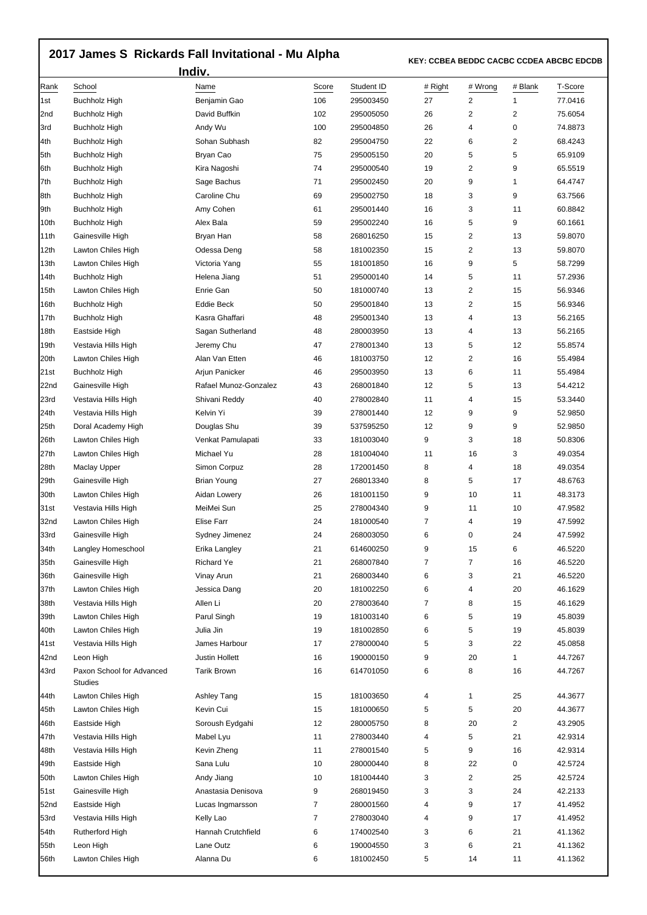# 2017 James S Rickards Fall Invitational - Mu Alpha

## Indiv.

**KEY: CCBEA BEDDC CACBC CCDEA ABCBC EDCDB**

| Rank | School | Name | Score | Student ID | # Right | # Wrong | # Blank | T-Score |
|---|---|---|---|---|---|---|---|---|
| 1st | Buchholz High | Benjamin Gao | 106 | 295003450 | 27 | 2 | 1 | 77.0416 |
| 2nd | Buchholz High | David Buffkin | 102 | 295005050 | 26 | 2 | 2 | 75.6054 |
| 3rd | Buchholz High | Andy Wu | 100 | 295004850 | 26 | 4 | 0 | 74.8873 |
| 4th | Buchholz High | Sohan Subhash | 82 | 295004750 | 22 | 6 | 2 | 68.4243 |
| 5th | Buchholz High | Bryan Cao | 75 | 295005150 | 20 | 5 | 5 | 65.9109 |
| 6th | Buchholz High | Kira Nagoshi | 74 | 295000540 | 19 | 2 | 9 | 65.5519 |
| 7th | Buchholz High | Sage Bachus | 71 | 295002450 | 20 | 9 | 1 | 64.4747 |
| 8th | Buchholz High | Caroline Chu | 69 | 295002750 | 18 | 3 | 9 | 63.7566 |
| 9th | Buchholz High | Amy Cohen | 61 | 295001440 | 16 | 3 | 11 | 60.8842 |
| 10th | Buchholz High | Alex Bala | 59 | 295002240 | 16 | 5 | 9 | 60.1661 |
| 11th | Gainesville High | Bryan Han | 58 | 268016250 | 15 | 2 | 13 | 59.8070 |
| 12th | Lawton Chiles High | Odessa Deng | 58 | 181002350 | 15 | 2 | 13 | 59.8070 |
| 13th | Lawton Chiles High | Victoria Yang | 55 | 181001850 | 16 | 9 | 5 | 58.7299 |
| 14th | Buchholz High | Helena Jiang | 51 | 295000140 | 14 | 5 | 11 | 57.2936 |
| 15th | Lawton Chiles High | Enrie Gan | 50 | 181000740 | 13 | 2 | 15 | 56.9346 |
| 16th | Buchholz High | Eddie Beck | 50 | 295001840 | 13 | 2 | 15 | 56.9346 |
| 17th | Buchholz High | Kasra Ghaffari | 48 | 295001340 | 13 | 4 | 13 | 56.2165 |
| 18th | Eastside High | Sagan Sutherland | 48 | 280003950 | 13 | 4 | 13 | 56.2165 |
| 19th | Vestavia Hills High | Jeremy Chu | 47 | 278001340 | 13 | 5 | 12 | 55.8574 |
| 20th | Lawton Chiles High | Alan Van Etten | 46 | 181003750 | 12 | 2 | 16 | 55.4984 |
| 21st | Buchholz High | Arjun Panicker | 46 | 295003950 | 13 | 6 | 11 | 55.4984 |
| 22nd | Gainesville High | Rafael Munoz-Gonzalez | 43 | 268001840 | 12 | 5 | 13 | 54.4212 |
| 23rd | Vestavia Hills High | Shivani Reddy | 40 | 278002840 | 11 | 4 | 15 | 53.3440 |
| 24th | Vestavia Hills High | Kelvin Yi | 39 | 278001440 | 12 | 9 | 9 | 52.9850 |
| 25th | Doral Academy High | Douglas Shu | 39 | 537595250 | 12 | 9 | 9 | 52.9850 |
| 26th | Lawton Chiles High | Venkat Pamulapati | 33 | 181003040 | 9 | 3 | 18 | 50.8306 |
| 27th | Lawton Chiles High | Michael Yu | 28 | 181004040 | 11 | 16 | 3 | 49.0354 |
| 28th | Maclay Upper | Simon Corpuz | 28 | 172001450 | 8 | 4 | 18 | 49.0354 |
| 29th | Gainesville High | Brian Young | 27 | 268013340 | 8 | 5 | 17 | 48.6763 |
| 30th | Lawton Chiles High | Aidan Lowery | 26 | 181001150 | 9 | 10 | 11 | 48.3173 |
| 31st | Vestavia Hills High | MeiMei Sun | 25 | 278004340 | 9 | 11 | 10 | 47.9582 |
| 32nd | Lawton Chiles High | Elise Farr | 24 | 181000540 | 7 | 4 | 19 | 47.5992 |
| 33rd | Gainesville High | Sydney Jimenez | 24 | 268003050 | 6 | 0 | 24 | 47.5992 |
| 34th | Langley Homeschool | Erika Langley | 21 | 614600250 | 9 | 15 | 6 | 46.5220 |
| 35th | Gainesville High | Richard Ye | 21 | 268007840 | 7 | 7 | 16 | 46.5220 |
| 36th | Gainesville High | Vinay Arun | 21 | 268003440 | 6 | 3 | 21 | 46.5220 |
| 37th | Lawton Chiles High | Jessica Dang | 20 | 181002250 | 6 | 4 | 20 | 46.1629 |
| 38th | Vestavia Hills High | Allen Li | 20 | 278003640 | 7 | 8 | 15 | 46.1629 |
| 39th | Lawton Chiles High | Parul Singh | 19 | 181003140 | 6 | 5 | 19 | 45.8039 |
| 40th | Lawton Chiles High | Julia Jin | 19 | 181002850 | 6 | 5 | 19 | 45.8039 |
| 41st | Vestavia Hills High | James Harbour | 17 | 278000040 | 5 | 3 | 22 | 45.0858 |
| 42nd | Leon High | Justin Hollett | 16 | 190000150 | 9 | 20 | 1 | 44.7267 |
| 43rd | Paxon School for Advanced Studies | Tarik Brown | 16 | 614701050 | 6 | 8 | 16 | 44.7267 |
| 44th | Lawton Chiles High | Ashley Tang | 15 | 181003650 | 4 | 1 | 25 | 44.3677 |
| 45th | Lawton Chiles High | Kevin Cui | 15 | 181000650 | 5 | 5 | 20 | 44.3677 |
| 46th | Eastside High | Soroush Eydgahi | 12 | 280005750 | 8 | 20 | 2 | 43.2905 |
| 47th | Vestavia Hills High | Mabel Lyu | 11 | 278003440 | 4 | 5 | 21 | 42.9314 |
| 48th | Vestavia Hills High | Kevin Zheng | 11 | 278001540 | 5 | 9 | 16 | 42.9314 |
| 49th | Eastside High | Sana Lulu | 10 | 280000440 | 8 | 22 | 0 | 42.5724 |
| 50th | Lawton Chiles High | Andy Jiang | 10 | 181004440 | 3 | 2 | 25 | 42.5724 |
| 51st | Gainesville High | Anastasia Denisova | 9 | 268019450 | 3 | 3 | 24 | 42.2133 |
| 52nd | Eastside High | Lucas Ingmarsson | 7 | 280001560 | 4 | 9 | 17 | 41.4952 |
| 53rd | Vestavia Hills High | Kelly Lao | 7 | 278003040 | 4 | 9 | 17 | 41.4952 |
| 54th | Rutherford High | Hannah Crutchfield | 6 | 174002540 | 3 | 6 | 21 | 41.1362 |
| 55th | Leon High | Lane Outz | 6 | 190004550 | 3 | 6 | 21 | 41.1362 |
| 56th | Lawton Chiles High | Alanna Du | 6 | 181002450 | 5 | 14 | 11 | 41.1362 |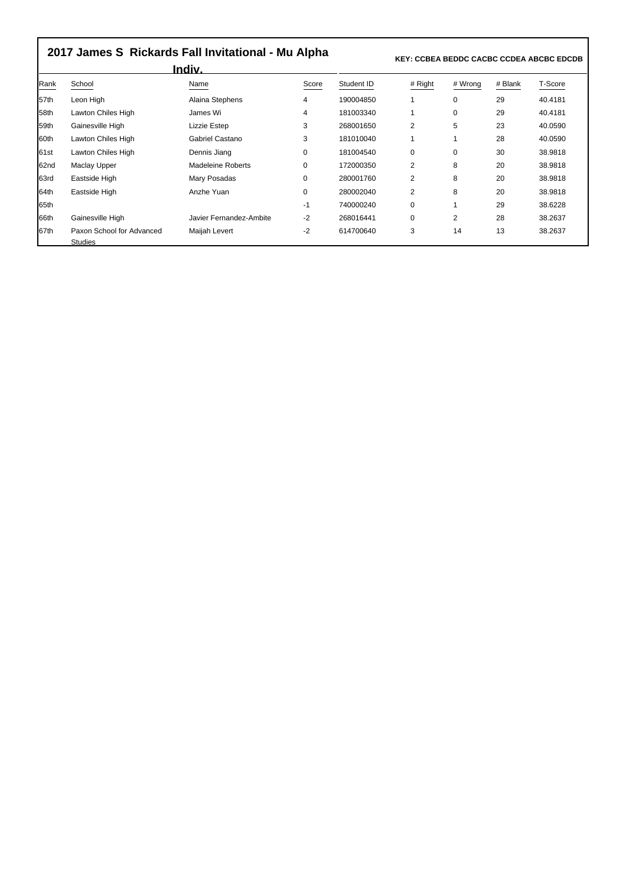## 2017 James S Rickards Fall Invitational - Mu Alpha Indiv.

**KEY: CCBEA BEDDC CACBC CCDEA ABCBC EDCDB**

| Rank | School | Name | Score | Student ID | # Right | # Wrong | # Blank | T-Score |
|---|---|---|---|---|---|---|---|---|
| 57th | Leon High | Alaina Stephens | 4 | 190004850 | 1 | 0 | 29 | 40.4181 |
| 58th | Lawton Chiles High | James Wi | 4 | 181003340 | 1 | 0 | 29 | 40.4181 |
| 59th | Gainesville High | Lizzie Estep | 3 | 268001650 | 2 | 5 | 23 | 40.0590 |
| 60th | Lawton Chiles High | Gabriel Castano | 3 | 181010040 | 1 | 1 | 28 | 40.0590 |
| 61st | Lawton Chiles High | Dennis Jiang | 0 | 181004540 | 0 | 0 | 30 | 38.9818 |
| 62nd | Maclay Upper | Madeleine Roberts | 0 | 172000350 | 2 | 8 | 20 | 38.9818 |
| 63rd | Eastside High | Mary Posadas | 0 | 280001760 | 2 | 8 | 20 | 38.9818 |
| 64th | Eastside High | Anzhe Yuan | 0 | 280002040 | 2 | 8 | 20 | 38.9818 |
| 65th | | | -1 | 740000240 | 0 | 1 | 29 | 38.6228 |
| 66th | Gainesville High | Javier Fernandez-Ambite | -2 | 268016441 | 0 | 2 | 28 | 38.2637 |
| 67th | Paxon School for Advanced Studies | Maijah Levert | -2 | 614700640 | 3 | 14 | 13 | 38.2637 |